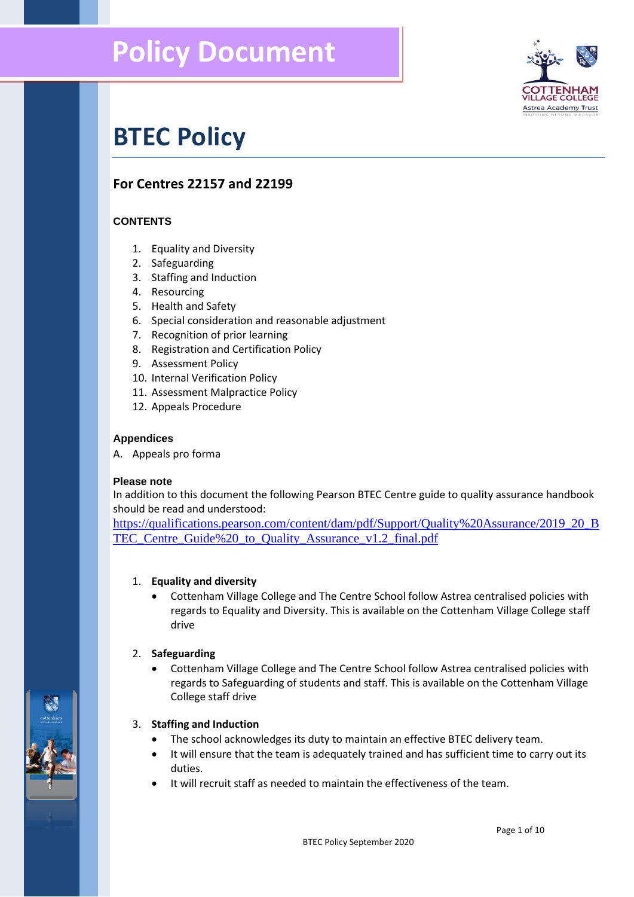# Policy Document

# BTEC Policy

## For Centres 22157 and 22199

**CONTENTS**

1. Equality and Diversity
2. Safeguarding
3. Staffing and Induction
4. Resourcing
5. Health and Safety
6. Special consideration and reasonable adjustment
7. Recognition of prior learning
8. Registration and Certification Policy
9. Assessment Policy
10. Internal Verification Policy
11. Assessment Malpractice Policy
12. Appeals Procedure

**Appendices**

A. Appeals pro forma

**Please note**

In addition to this document the following Pearson BTEC Centre guide to quality assurance handbook should be read and understood:
https://qualifications.pearson.com/content/dam/pdf/Support/Quality%20Assurance/2019_20_BTEC_Centre_Guide%20_to_Quality_Assurance_v1.2_final.pdf

1. **Equality and diversity**
   - Cottenham Village College and The Centre School follow Astrea centralised policies with regards to Equality and Diversity. This is available on the Cottenham Village College staff drive

2. **Safeguarding**
   - Cottenham Village College and The Centre School follow Astrea centralised policies with regards to Safeguarding of students and staff. This is available on the Cottenham Village College staff drive

3. **Staffing and Induction**
   - The school acknowledges its duty to maintain an effective BTEC delivery team.
   - It will ensure that the team is adequately trained and has sufficient time to carry out its duties.
   - It will recruit staff as needed to maintain the effectiveness of the team.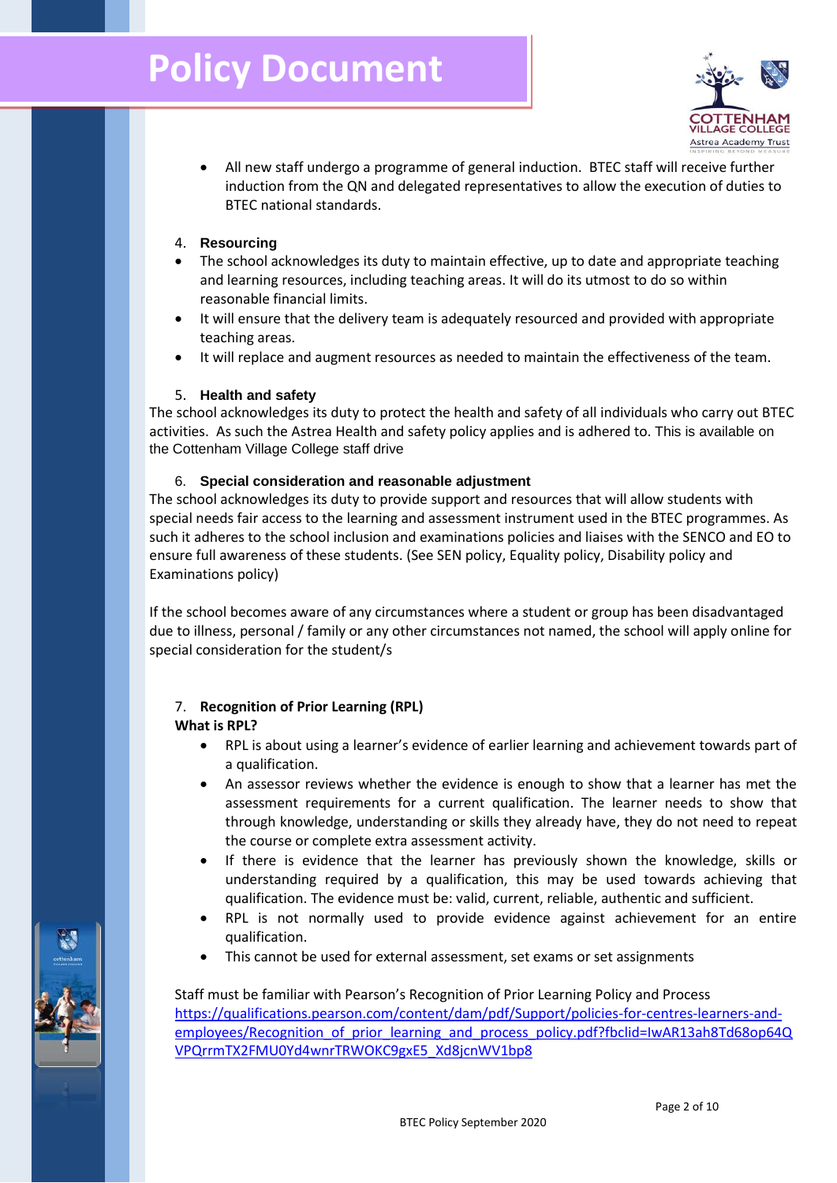- All new staff undergo a programme of general induction. BTEC staff will receive further induction from the QN and delegated representatives to allow the execution of duties to BTEC national standards.

4. **Resourcing**

- The school acknowledges its duty to maintain effective, up to date and appropriate teaching and learning resources, including teaching areas. It will do its utmost to do so within reasonable financial limits.
- It will ensure that the delivery team is adequately resourced and provided with appropriate teaching areas.
- It will replace and augment resources as needed to maintain the effectiveness of the team.

5. **Health and safety**

The school acknowledges its duty to protect the health and safety of all individuals who carry out BTEC activities. As such the Astrea Health and safety policy applies and is adhered to. This is available on the Cottenham Village College staff drive

6. **Special consideration and reasonable adjustment**

The school acknowledges its duty to provide support and resources that will allow students with special needs fair access to the learning and assessment instrument used in the BTEC programmes. As such it adheres to the school inclusion and examinations policies and liaises with the SENCO and EO to ensure full awareness of these students. (See SEN policy, Equality policy, Disability policy and Examinations policy)

If the school becomes aware of any circumstances where a student or group has been disadvantaged due to illness, personal / family or any other circumstances not named, the school will apply online for special consideration for the student/s

7. **Recognition of Prior Learning (RPL)**

**What is RPL?**

- RPL is about using a learner's evidence of earlier learning and achievement towards part of a qualification.
- An assessor reviews whether the evidence is enough to show that a learner has met the assessment requirements for a current qualification. The learner needs to show that through knowledge, understanding or skills they already have, they do not need to repeat the course or complete extra assessment activity.
- If there is evidence that the learner has previously shown the knowledge, skills or understanding required by a qualification, this may be used towards achieving that qualification. The evidence must be: valid, current, reliable, authentic and sufficient.
- RPL is not normally used to provide evidence against achievement for an entire qualification.
- This cannot be used for external assessment, set exams or set assignments

Staff must be familiar with Pearson's Recognition of Prior Learning Policy and Process
https://qualifications.pearson.com/content/dam/pdf/Support/policies-for-centres-learners-and-employees/Recognition_of_prior_learning_and_process_policy.pdf?fbclid=IwAR13ah8Td68op64QVPQrrmTX2FMU0Yd4wnrTRWOKC9gxE5_Xd8jcnWV1bp8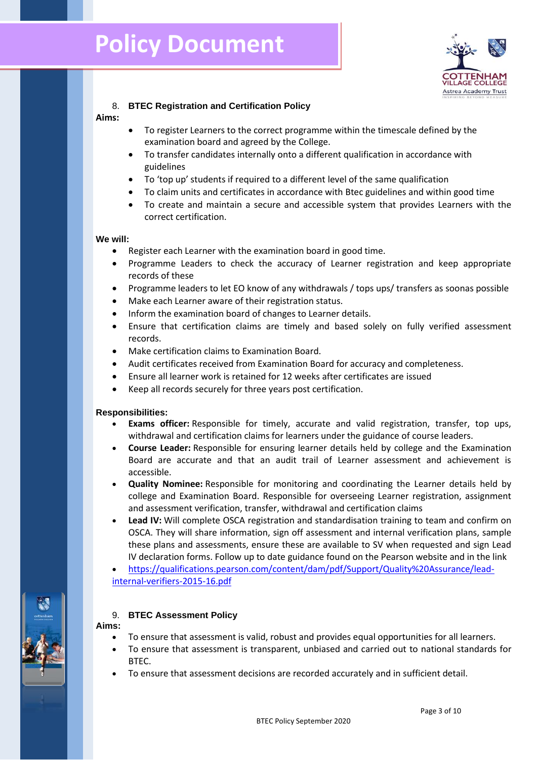## 8. BTEC Registration and Certification Policy

**Aims:**

- To register Learners to the correct programme within the timescale defined by the examination board and agreed by the College.
- To transfer candidates internally onto a different qualification in accordance with guidelines
- To 'top up' students if required to a different level of the same qualification
- To claim units and certificates in accordance with Btec guidelines and within good time
- To create and maintain a secure and accessible system that provides Learners with the correct certification.

**We will:**

- Register each Learner with the examination board in good time.
- Programme Leaders to check the accuracy of Learner registration and keep appropriate records of these
- Programme leaders to let EO know of any withdrawals / tops ups/ transfers as soonas possible
- Make each Learner aware of their registration status.
- Inform the examination board of changes to Learner details.
- Ensure that certification claims are timely and based solely on fully verified assessment records.
- Make certification claims to Examination Board.
- Audit certificates received from Examination Board for accuracy and completeness.
- Ensure all learner work is retained for 12 weeks after certificates are issued
- Keep all records securely for three years post certification.

**Responsibilities:**

- **Exams officer:** Responsible for timely, accurate and valid registration, transfer, top ups, withdrawal and certification claims for learners under the guidance of course leaders.
- **Course Leader:** Responsible for ensuring learner details held by college and the Examination Board are accurate and that an audit trail of Learner assessment and achievement is accessible.
- **Quality Nominee:** Responsible for monitoring and coordinating the Learner details held by college and Examination Board. Responsible for overseeing Learner registration, assignment and assessment verification, transfer, withdrawal and certification claims
- **Lead IV:** Will complete OSCA registration and standardisation training to team and confirm on OSCA. They will share information, sign off assessment and internal verification plans, sample these plans and assessments, ensure these are available to SV when requested and sign Lead IV declaration forms. Follow up to date guidance found on the Pearson website and in the link
- https://qualifications.pearson.com/content/dam/pdf/Support/Quality%20Assurance/lead-internal-verifiers-2015-16.pdf

## 9. BTEC Assessment Policy

**Aims:**

- To ensure that assessment is valid, robust and provides equal opportunities for all learners.
- To ensure that assessment is transparent, unbiased and carried out to national standards for BTEC.
- To ensure that assessment decisions are recorded accurately and in sufficient detail.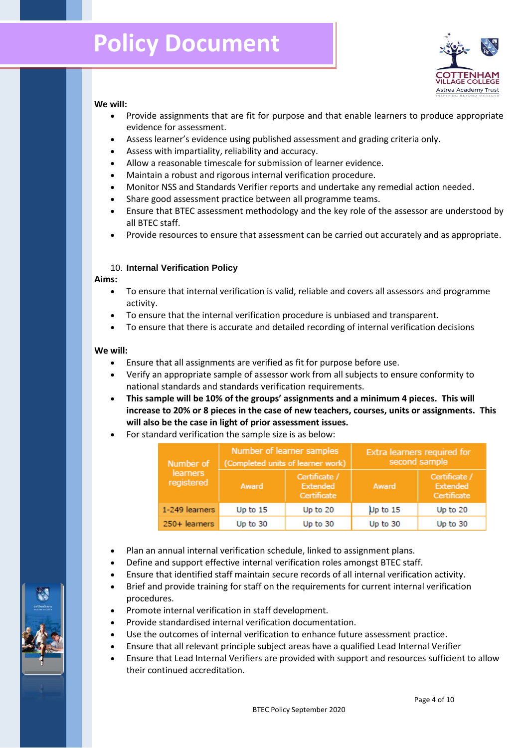**We will:**

- Provide assignments that are fit for purpose and that enable learners to produce appropriate evidence for assessment.
- Assess learner's evidence using published assessment and grading criteria only.
- Assess with impartiality, reliability and accuracy.
- Allow a reasonable timescale for submission of learner evidence.
- Maintain a robust and rigorous internal verification procedure.
- Monitor NSS and Standards Verifier reports and undertake any remedial action needed.
- Share good assessment practice between all programme teams.
- Ensure that BTEC assessment methodology and the key role of the assessor are understood by all BTEC staff.
- Provide resources to ensure that assessment can be carried out accurately and as appropriate.

## 10. Internal Verification Policy

**Aims:**

- To ensure that internal verification is valid, reliable and covers all assessors and programme activity.
- To ensure that the internal verification procedure is unbiased and transparent.
- To ensure that there is accurate and detailed recording of internal verification decisions

**We will:**

- Ensure that all assignments are verified as fit for purpose before use.
- Verify an appropriate sample of assessor work from all subjects to ensure conformity to national standards and standards verification requirements.
- **This sample will be 10% of the groups' assignments and a minimum 4 pieces. This will increase to 20% or 8 pieces in the case of new teachers, courses, units or assignments. This will also be the case in light of prior assessment issues.**
- For standard verification the sample size is as below:

| Number of learners registered | Number of learner samples (Completed units of learner work) | | Extra learners required for second sample | |
|---|---|---|---|---|
| | Award | Certificate / Extended Certificate | Award | Certificate / Extended Certificate |
| 1-249 learners | Up to 15 | Up to 20 | Up to 15 | Up to 20 |
| 250+ learners | Up to 30 | Up to 30 | Up to 30 | Up to 30 |

- Plan an annual internal verification schedule, linked to assignment plans.
- Define and support effective internal verification roles amongst BTEC staff.
- Ensure that identified staff maintain secure records of all internal verification activity.
- Brief and provide training for staff on the requirements for current internal verification procedures.
- Promote internal verification in staff development.
- Provide standardised internal verification documentation.
- Use the outcomes of internal verification to enhance future assessment practice.
- Ensure that all relevant principle subject areas have a qualified Lead Internal Verifier
- Ensure that Lead Internal Verifiers are provided with support and resources sufficient to allow their continued accreditation.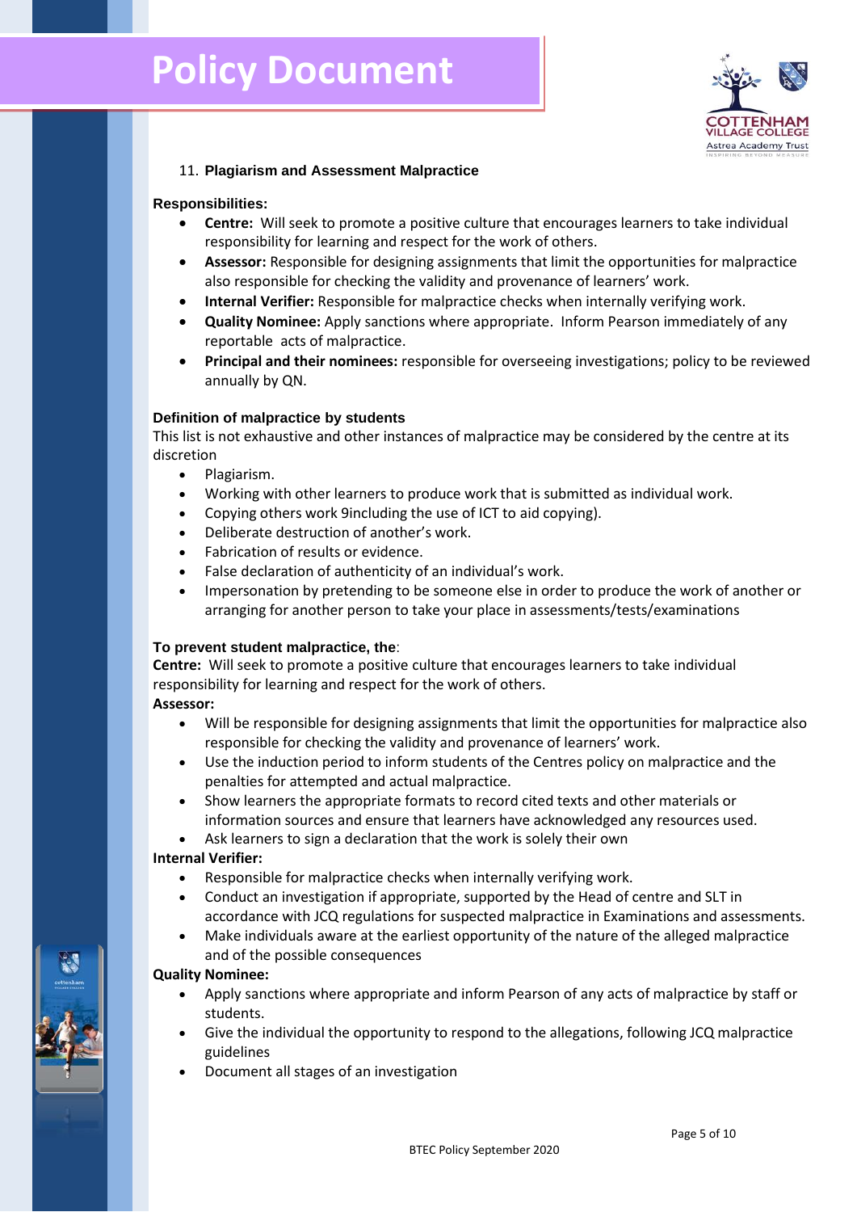## 11. Plagiarism and Assessment Malpractice

**Responsibilities:**

- **Centre:** Will seek to promote a positive culture that encourages learners to take individual responsibility for learning and respect for the work of others.
- **Assessor:** Responsible for designing assignments that limit the opportunities for malpractice also responsible for checking the validity and provenance of learners' work.
- **Internal Verifier:** Responsible for malpractice checks when internally verifying work.
- **Quality Nominee:** Apply sanctions where appropriate. Inform Pearson immediately of any reportable acts of malpractice.
- **Principal and their nominees:** responsible for overseeing investigations; policy to be reviewed annually by QN.

**Definition of malpractice by students**

This list is not exhaustive and other instances of malpractice may be considered by the centre at its discretion

- Plagiarism.
- Working with other learners to produce work that is submitted as individual work.
- Copying others work 9including the use of ICT to aid copying).
- Deliberate destruction of another's work.
- Fabrication of results or evidence.
- False declaration of authenticity of an individual's work.
- Impersonation by pretending to be someone else in order to produce the work of another or arranging for another person to take your place in assessments/tests/examinations

**To prevent student malpractice, the**:

**Centre:** Will seek to promote a positive culture that encourages learners to take individual responsibility for learning and respect for the work of others.

**Assessor:**

- Will be responsible for designing assignments that limit the opportunities for malpractice also responsible for checking the validity and provenance of learners' work.
- Use the induction period to inform students of the Centres policy on malpractice and the penalties for attempted and actual malpractice.
- Show learners the appropriate formats to record cited texts and other materials or information sources and ensure that learners have acknowledged any resources used.
- Ask learners to sign a declaration that the work is solely their own

**Internal Verifier:**

- Responsible for malpractice checks when internally verifying work.
- Conduct an investigation if appropriate, supported by the Head of centre and SLT in accordance with JCQ regulations for suspected malpractice in Examinations and assessments.
- Make individuals aware at the earliest opportunity of the nature of the alleged malpractice and of the possible consequences

**Quality Nominee:**

- Apply sanctions where appropriate and inform Pearson of any acts of malpractice by staff or students.
- Give the individual the opportunity to respond to the allegations, following JCQ malpractice guidelines
- Document all stages of an investigation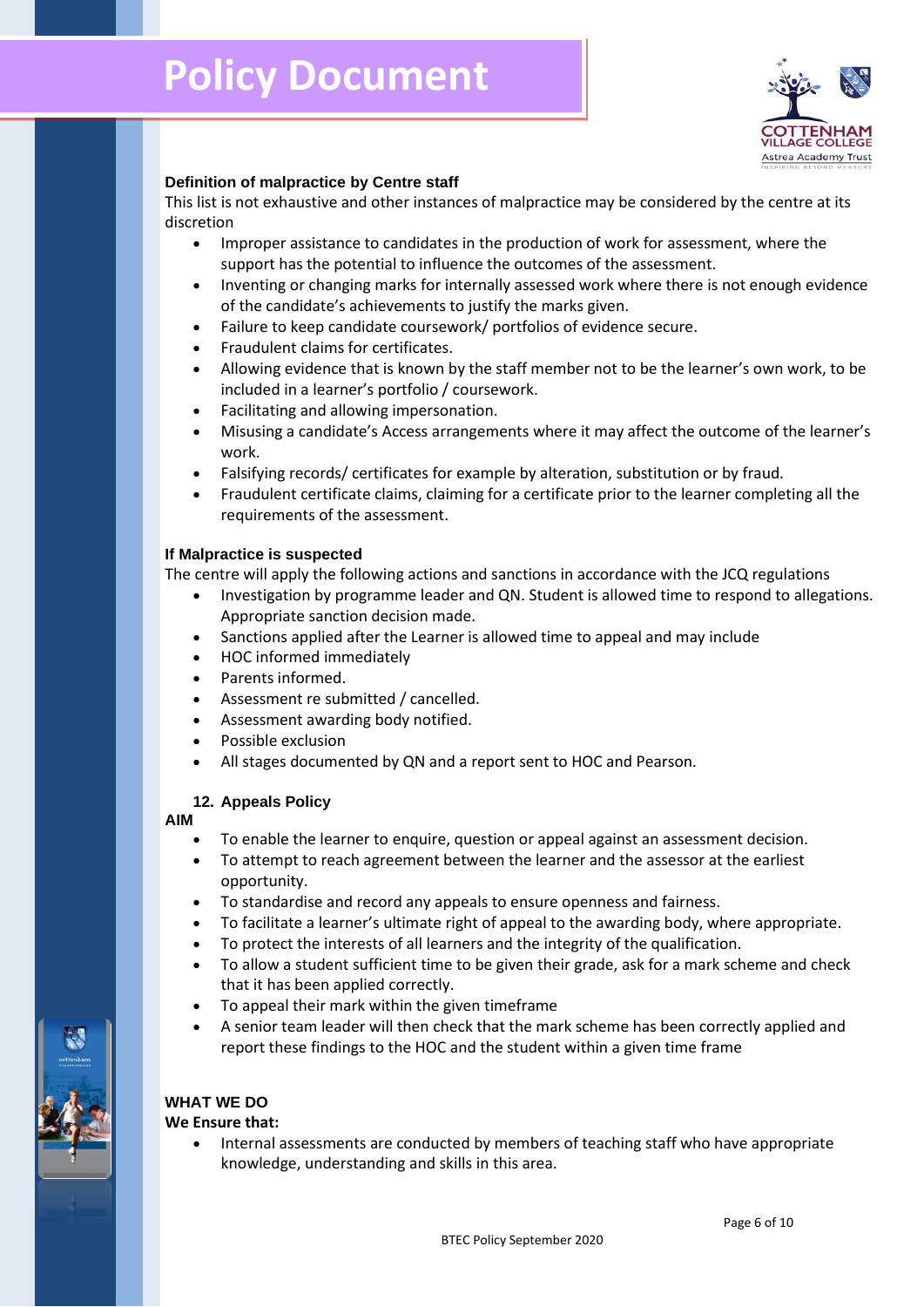### Definition of malpractice by Centre staff

This list is not exhaustive and other instances of malpractice may be considered by the centre at its discretion

- Improper assistance to candidates in the production of work for assessment, where the support has the potential to influence the outcomes of the assessment.
- Inventing or changing marks for internally assessed work where there is not enough evidence of the candidate's achievements to justify the marks given.
- Failure to keep candidate coursework/ portfolios of evidence secure.
- Fraudulent claims for certificates.
- Allowing evidence that is known by the staff member not to be the learner's own work, to be included in a learner's portfolio / coursework.
- Facilitating and allowing impersonation.
- Misusing a candidate's Access arrangements where it may affect the outcome of the learner's work.
- Falsifying records/ certificates for example by alteration, substitution or by fraud.
- Fraudulent certificate claims, claiming for a certificate prior to the learner completing all the requirements of the assessment.

### If Malpractice is suspected

The centre will apply the following actions and sanctions in accordance with the JCQ regulations

- Investigation by programme leader and QN. Student is allowed time to respond to allegations. Appropriate sanction decision made.
- Sanctions applied after the Learner is allowed time to appeal and may include
- HOC informed immediately
- Parents informed.
- Assessment re submitted / cancelled.
- Assessment awarding body notified.
- Possible exclusion
- All stages documented by QN and a report sent to HOC and Pearson.

## 12. Appeals Policy

### AIM

- To enable the learner to enquire, question or appeal against an assessment decision.
- To attempt to reach agreement between the learner and the assessor at the earliest opportunity.
- To standardise and record any appeals to ensure openness and fairness.
- To facilitate a learner's ultimate right of appeal to the awarding body, where appropriate.
- To protect the interests of all learners and the integrity of the qualification.
- To allow a student sufficient time to be given their grade, ask for a mark scheme and check that it has been applied correctly.
- To appeal their mark within the given timeframe
- A senior team leader will then check that the mark scheme has been correctly applied and report these findings to the HOC and the student within a given time frame

### WHAT WE DO

**We Ensure that:**

- Internal assessments are conducted by members of teaching staff who have appropriate knowledge, understanding and skills in this area.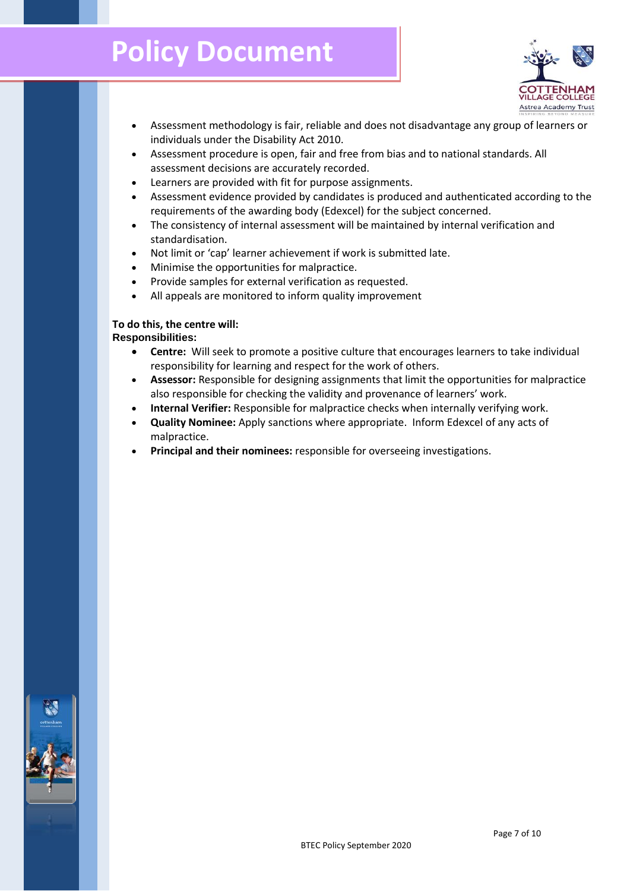- Assessment methodology is fair, reliable and does not disadvantage any group of learners or individuals under the Disability Act 2010.
- Assessment procedure is open, fair and free from bias and to national standards. All assessment decisions are accurately recorded.
- Learners are provided with fit for purpose assignments.
- Assessment evidence provided by candidates is produced and authenticated according to the requirements of the awarding body (Edexcel) for the subject concerned.
- The consistency of internal assessment will be maintained by internal verification and standardisation.
- Not limit or 'cap' learner achievement if work is submitted late.
- Minimise the opportunities for malpractice.
- Provide samples for external verification as requested.
- All appeals are monitored to inform quality improvement

**To do this, the centre will:**
**Responsibilities:**

- **Centre:** Will seek to promote a positive culture that encourages learners to take individual responsibility for learning and respect for the work of others.
- **Assessor:** Responsible for designing assignments that limit the opportunities for malpractice also responsible for checking the validity and provenance of learners' work.
- **Internal Verifier:** Responsible for malpractice checks when internally verifying work.
- **Quality Nominee:** Apply sanctions where appropriate. Inform Edexcel of any acts of malpractice.
- **Principal and their nominees:** responsible for overseeing investigations.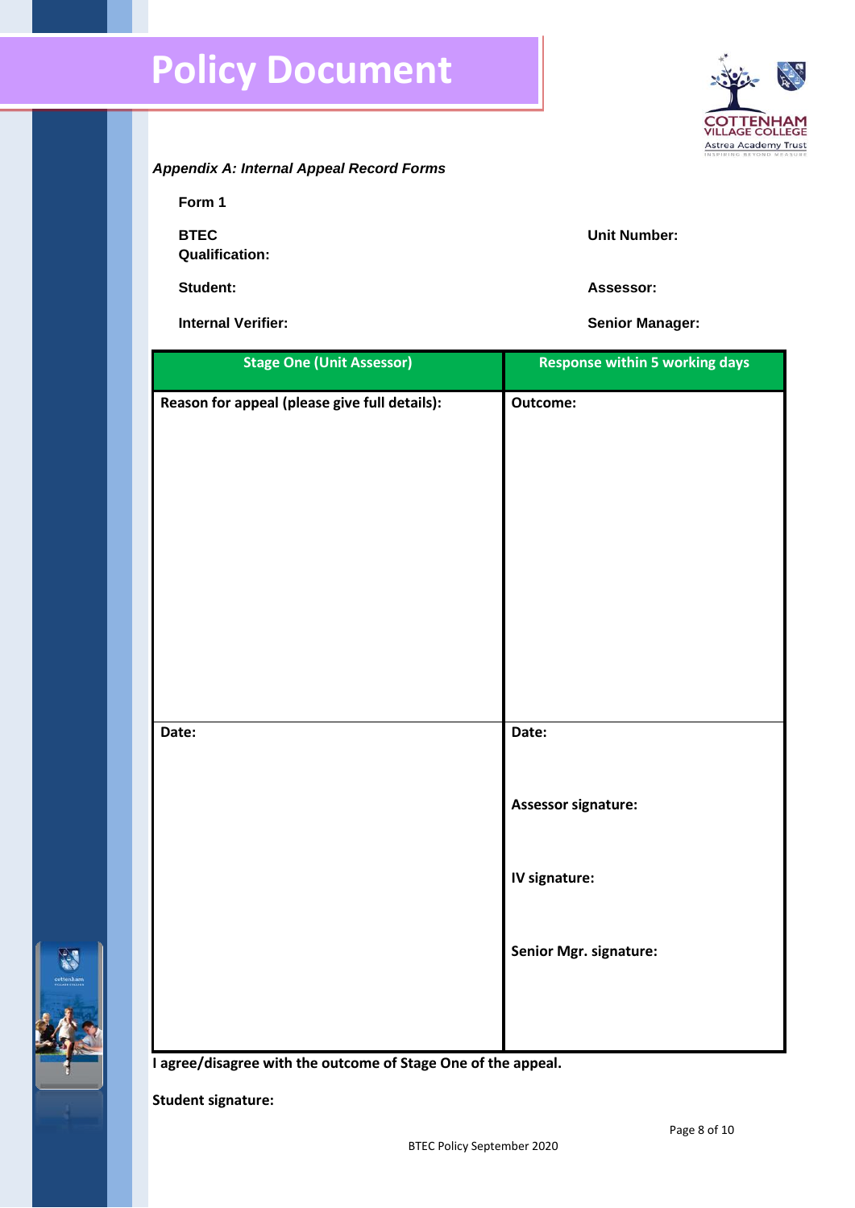# Policy Document

*Appendix A: Internal Appeal Record Forms*

**Form 1**

**BTEC Qualification:** | **Unit Number:**

**Student:** | **Assessor:**

**Internal Verifier:** | **Senior Manager:**

| Stage One (Unit Assessor) | Response within 5 working days |
|---|---|
| **Reason for appeal (please give full details):** | **Outcome:** |
| **Date:** | **Date:**<br><br>**Assessor signature:**<br><br>**IV signature:**<br><br>**Senior Mgr. signature:** |

**I agree/disagree with the outcome of Stage One of the appeal.**

**Student signature:**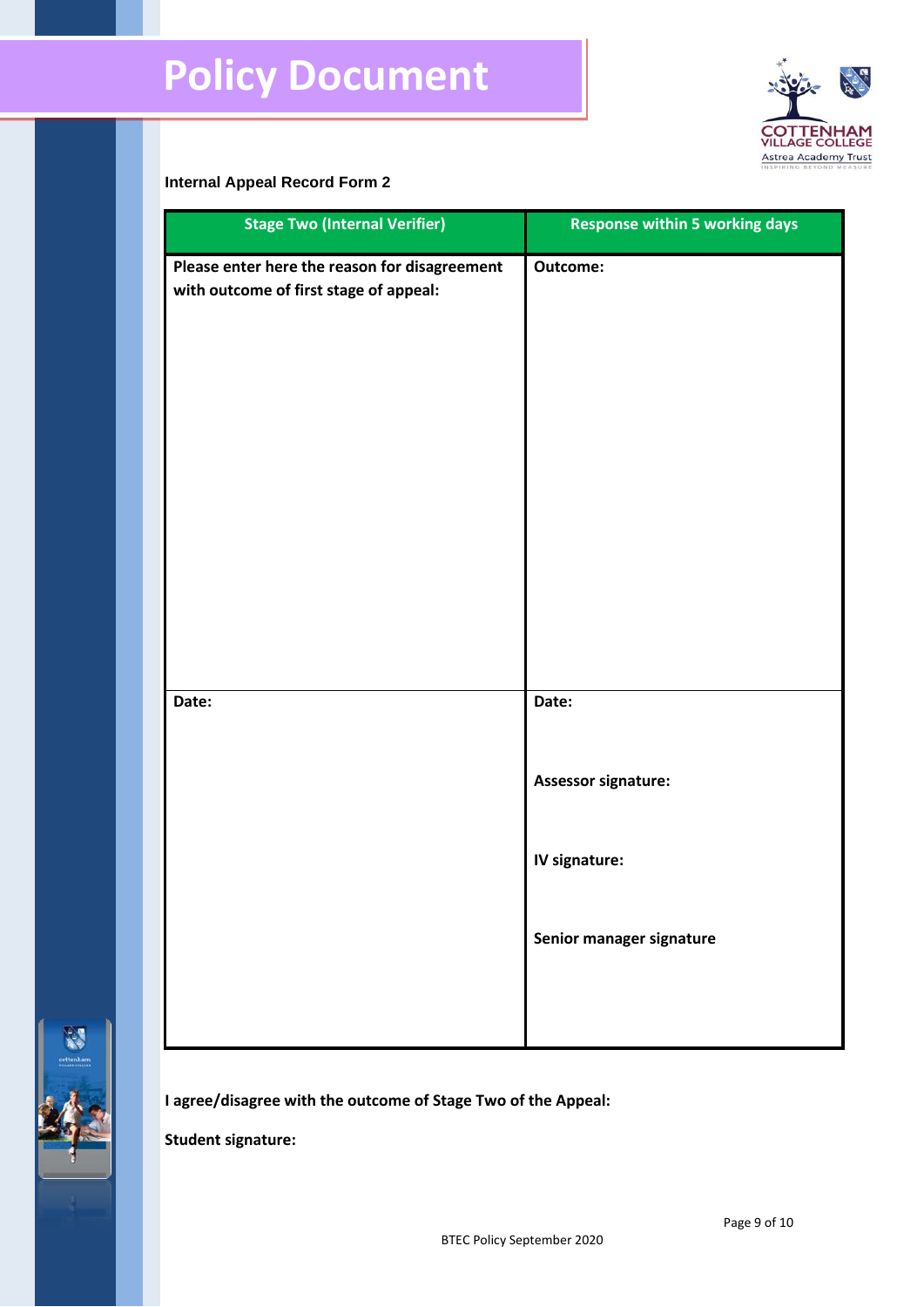**Internal Appeal Record Form 2**

| Stage Two (Internal Verifier) | Response within 5 working days |
|---|---|
| **Please enter here the reason for disagreement with outcome of first stage of appeal:** | **Outcome:** |
| **Date:** | **Date:**<br><br>**Assessor signature:**<br><br>**IV signature:**<br><br>**Senior manager signature** |

**I agree/disagree with the outcome of Stage Two of the Appeal:**

**Student signature:**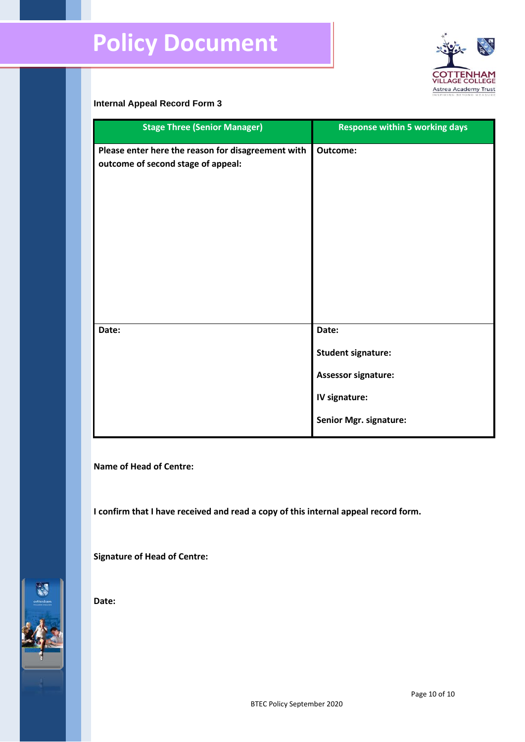# Policy Document

**Internal Appeal Record Form 3**

| Stage Three (Senior Manager) | Response within 5 working days |
| --- | --- |
| **Please enter here the reason for disagreement with outcome of second stage of appeal:** | **Outcome:** |
| **Date:** | **Date:**<br><br>**Student signature:**<br><br>**Assessor signature:**<br><br>**IV signature:**<br><br>**Senior Mgr. signature:** |

**Name of Head of Centre:**

**I confirm that I have received and read a copy of this internal appeal record form.**

**Signature of Head of Centre:**

**Date:**